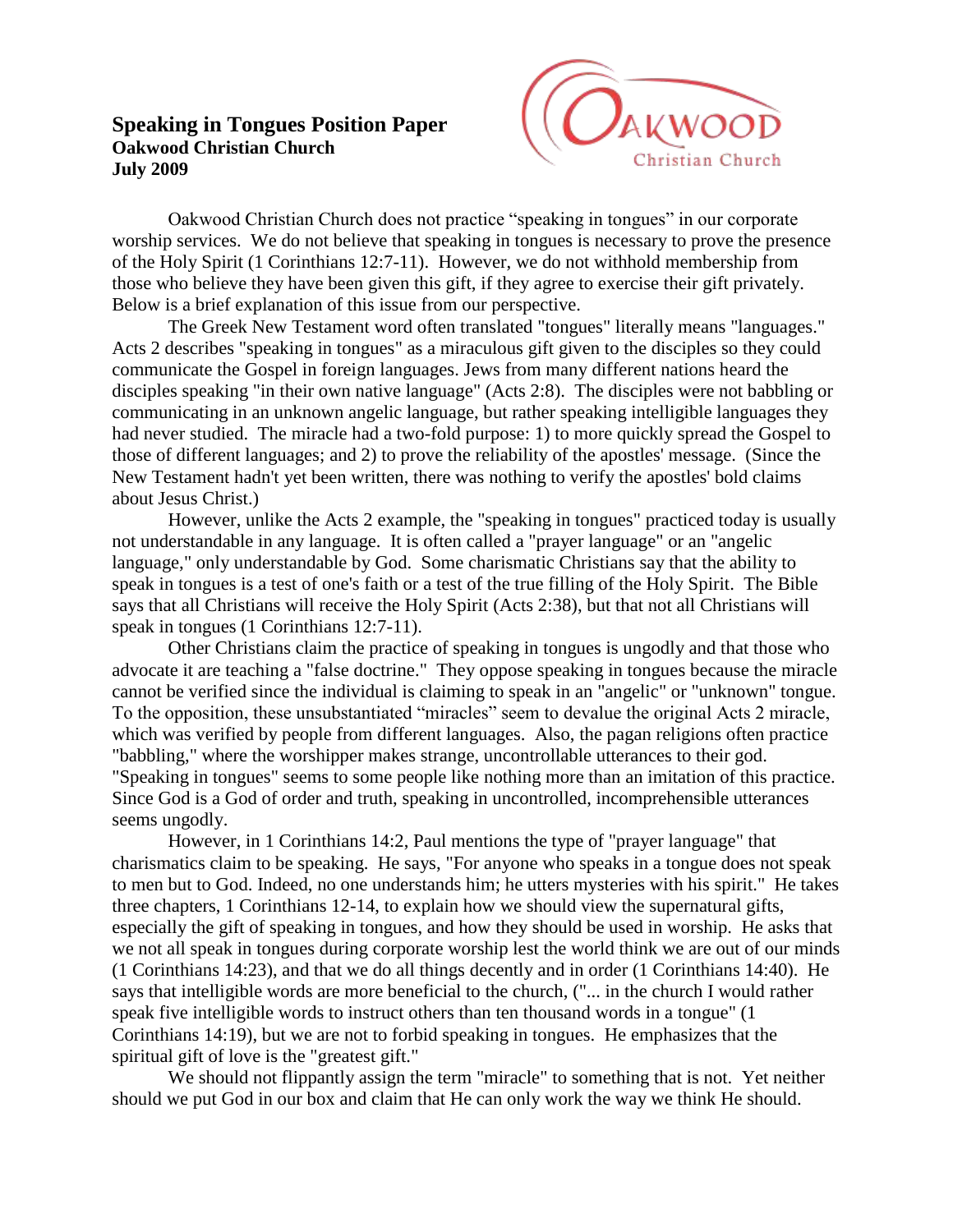# Speaking in Tongues Position Paper

**Oakwood Christian Church**
**July 2009**

Oakwood Christian Church does not practice "speaking in tongues" in our corporate worship services. We do not believe that speaking in tongues is necessary to prove the presence of the Holy Spirit (1 Corinthians 12:7-11). However, we do not withhold membership from those who believe they have been given this gift, if they agree to exercise their gift privately. Below is a brief explanation of this issue from our perspective.

The Greek New Testament word often translated "tongues" literally means "languages." Acts 2 describes "speaking in tongues" as a miraculous gift given to the disciples so they could communicate the Gospel in foreign languages. Jews from many different nations heard the disciples speaking "in their own native language" (Acts 2:8). The disciples were not babbling or communicating in an unknown angelic language, but rather speaking intelligible languages they had never studied. The miracle had a two-fold purpose: 1) to more quickly spread the Gospel to those of different languages; and 2) to prove the reliability of the apostles' message. (Since the New Testament hadn't yet been written, there was nothing to verify the apostles' bold claims about Jesus Christ.)

However, unlike the Acts 2 example, the "speaking in tongues" practiced today is usually not understandable in any language. It is often called a "prayer language" or an "angelic language," only understandable by God. Some charismatic Christians say that the ability to speak in tongues is a test of one's faith or a test of the true filling of the Holy Spirit. The Bible says that all Christians will receive the Holy Spirit (Acts 2:38), but that not all Christians will speak in tongues (1 Corinthians 12:7-11).

Other Christians claim the practice of speaking in tongues is ungodly and that those who advocate it are teaching a "false doctrine." They oppose speaking in tongues because the miracle cannot be verified since the individual is claiming to speak in an "angelic" or "unknown" tongue. To the opposition, these unsubstantiated "miracles" seem to devalue the original Acts 2 miracle, which was verified by people from different languages. Also, the pagan religions often practice "babbling," where the worshipper makes strange, uncontrollable utterances to their god. "Speaking in tongues" seems to some people like nothing more than an imitation of this practice. Since God is a God of order and truth, speaking in uncontrolled, incomprehensible utterances seems ungodly.

However, in 1 Corinthians 14:2, Paul mentions the type of "prayer language" that charismatics claim to be speaking. He says, "For anyone who speaks in a tongue does not speak to men but to God. Indeed, no one understands him; he utters mysteries with his spirit." He takes three chapters, 1 Corinthians 12-14, to explain how we should view the supernatural gifts, especially the gift of speaking in tongues, and how they should be used in worship. He asks that we not all speak in tongues during corporate worship lest the world think we are out of our minds (1 Corinthians 14:23), and that we do all things decently and in order (1 Corinthians 14:40). He says that intelligible words are more beneficial to the church, ("... in the church I would rather speak five intelligible words to instruct others than ten thousand words in a tongue" (1 Corinthians 14:19), but we are not to forbid speaking in tongues. He emphasizes that the spiritual gift of love is the "greatest gift."

We should not flippantly assign the term "miracle" to something that is not. Yet neither should we put God in our box and claim that He can only work the way we think He should.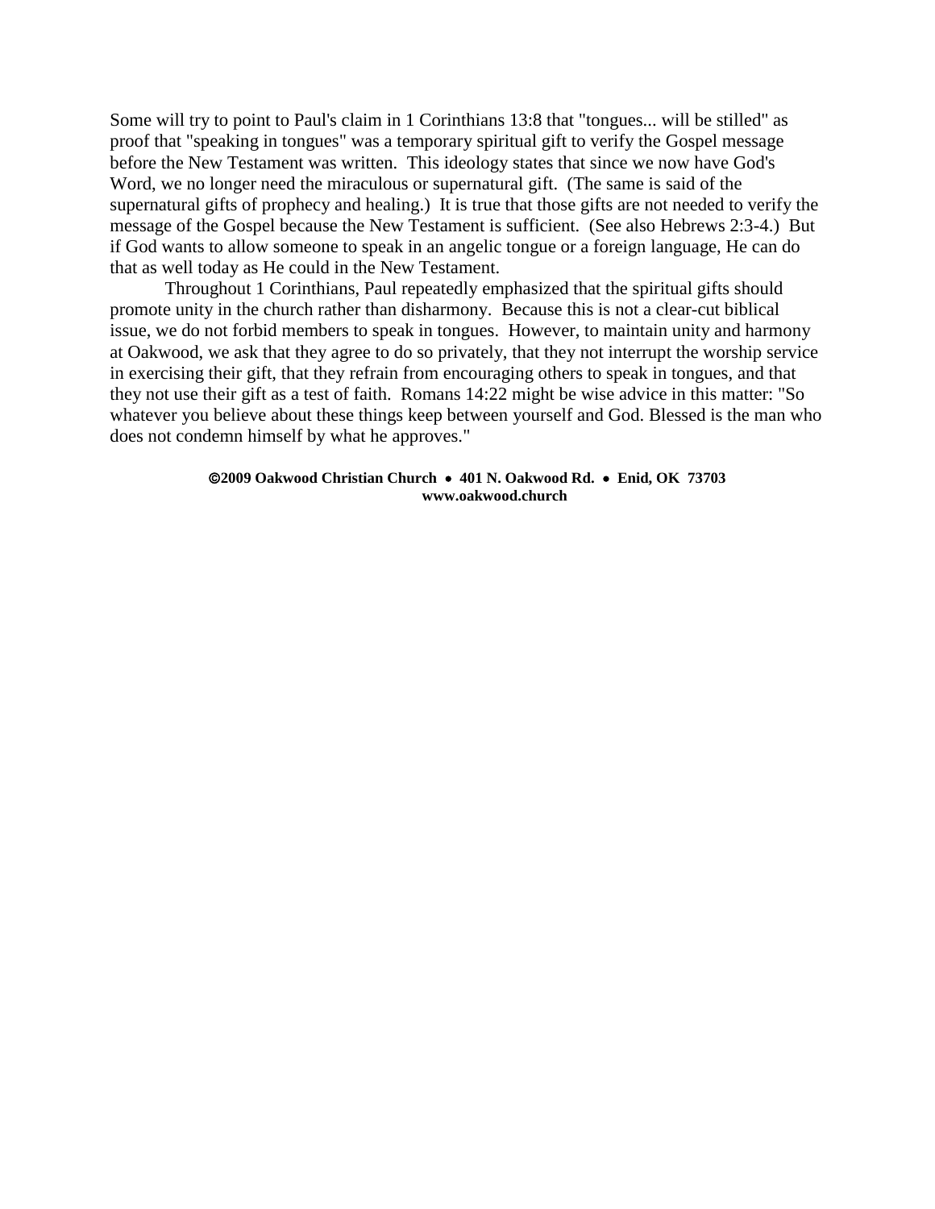Some will try to point to Paul's claim in 1 Corinthians 13:8 that "tongues... will be stilled" as proof that "speaking in tongues" was a temporary spiritual gift to verify the Gospel message before the New Testament was written. This ideology states that since we now have God's Word, we no longer need the miraculous or supernatural gift. (The same is said of the supernatural gifts of prophecy and healing.) It is true that those gifts are not needed to verify the message of the Gospel because the New Testament is sufficient. (See also Hebrews 2:3-4.) But if God wants to allow someone to speak in an angelic tongue or a foreign language, He can do that as well today as He could in the New Testament.

Throughout 1 Corinthians, Paul repeatedly emphasized that the spiritual gifts should promote unity in the church rather than disharmony. Because this is not a clear-cut biblical issue, we do not forbid members to speak in tongues. However, to maintain unity and harmony at Oakwood, we ask that they agree to do so privately, that they not interrupt the worship service in exercising their gift, that they refrain from encouraging others to speak in tongues, and that they not use their gift as a test of faith. Romans 14:22 might be wise advice in this matter: "So whatever you believe about these things keep between yourself and God. Blessed is the man who does not condemn himself by what he approves."

**©2009 Oakwood Christian Church • 401 N. Oakwood Rd. • Enid, OK 73703**
**www.oakwood.church**